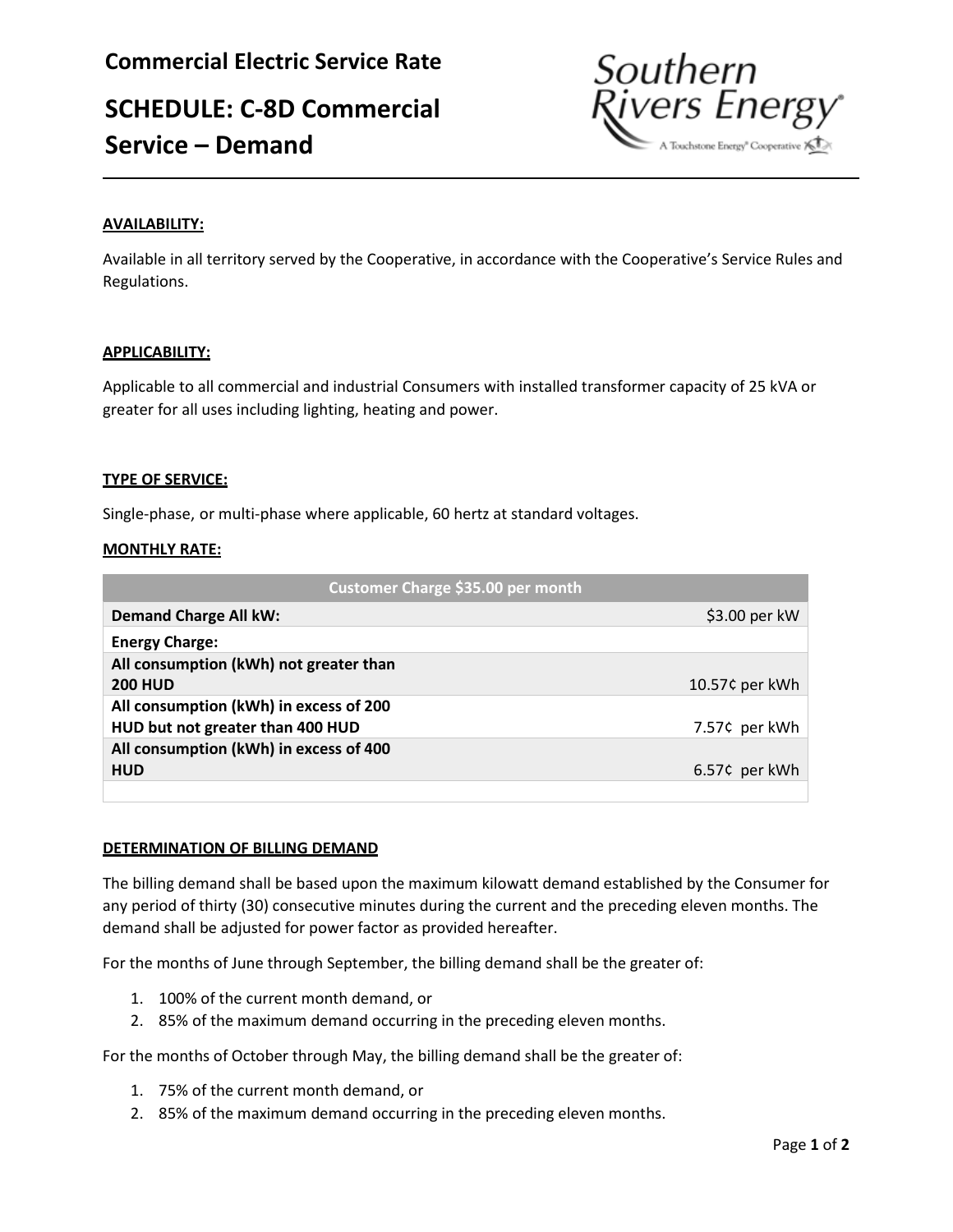# Commercial Electric Service Rate

# SCHEDULE: C-8D Commercial Service – Demand

Southern Rivers Energy
A Touchstone Energy® Cooperative

**AVAILABILITY:**

Available in all territory served by the Cooperative, in accordance with the Cooperative's Service Rules and Regulations.

**APPLICABILITY:**

Applicable to all commercial and industrial Consumers with installed transformer capacity of 25 kVA or greater for all uses including lighting, heating and power.

**TYPE OF SERVICE:**

Single-phase, or multi-phase where applicable, 60 hertz at standard voltages.

**MONTHLY RATE:**

| Customer Charge $35.00 per month | |
|---|---|
| **Demand Charge All kW:** | $3.00 per kW |
| **Energy Charge:** | |
| **All consumption (kWh) not greater than 200 HUD** | 10.57¢ per kWh |
| **All consumption (kWh) in excess of 200 HUD but not greater than 400 HUD** | 7.57¢ per kWh |
| **All consumption (kWh) in excess of 400 HUD** | 6.57¢ per kWh |

**DETERMINATION OF BILLING DEMAND**

The billing demand shall be based upon the maximum kilowatt demand established by the Consumer for any period of thirty (30) consecutive minutes during the current and the preceding eleven months. The demand shall be adjusted for power factor as provided hereafter.

For the months of June through September, the billing demand shall be the greater of:

1. 100% of the current month demand, or
2. 85% of the maximum demand occurring in the preceding eleven months.

For the months of October through May, the billing demand shall be the greater of:

1. 75% of the current month demand, or
2. 85% of the maximum demand occurring in the preceding eleven months.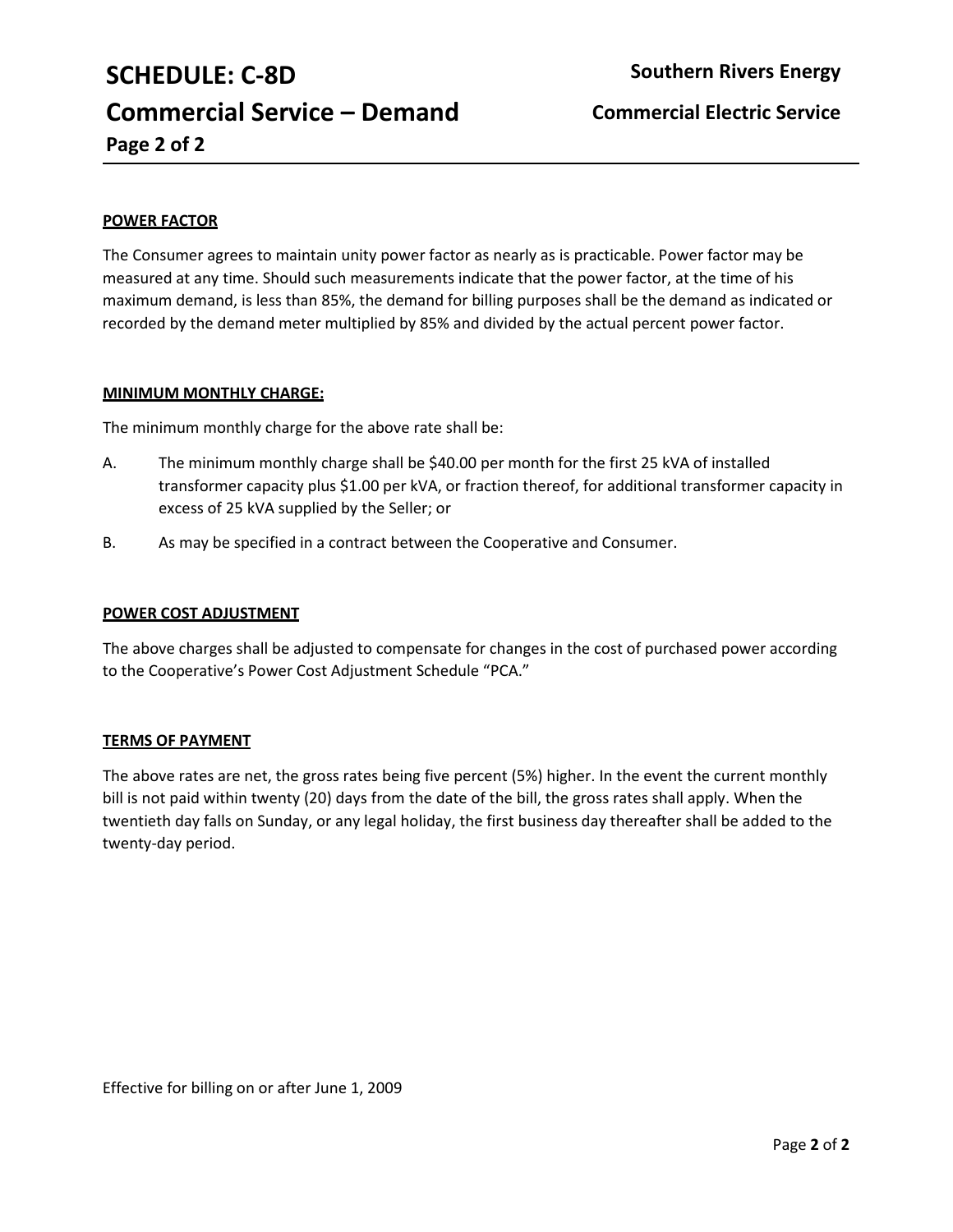**POWER FACTOR**

The Consumer agrees to maintain unity power factor as nearly as is practicable. Power factor may be measured at any time. Should such measurements indicate that the power factor, at the time of his maximum demand, is less than 85%, the demand for billing purposes shall be the demand as indicated or recorded by the demand meter multiplied by 85% and divided by the actual percent power factor.

**MINIMUM MONTHLY CHARGE:**

The minimum monthly charge for the above rate shall be:

A. The minimum monthly charge shall be $40.00 per month for the first 25 kVA of installed transformer capacity plus $1.00 per kVA, or fraction thereof, for additional transformer capacity in excess of 25 kVA supplied by the Seller; or

B. As may be specified in a contract between the Cooperative and Consumer.

**POWER COST ADJUSTMENT**

The above charges shall be adjusted to compensate for changes in the cost of purchased power according to the Cooperative's Power Cost Adjustment Schedule "PCA."

**TERMS OF PAYMENT**

The above rates are net, the gross rates being five percent (5%) higher. In the event the current monthly bill is not paid within twenty (20) days from the date of the bill, the gross rates shall apply. When the twentieth day falls on Sunday, or any legal holiday, the first business day thereafter shall be added to the twenty-day period.

Effective for billing on or after June 1, 2009